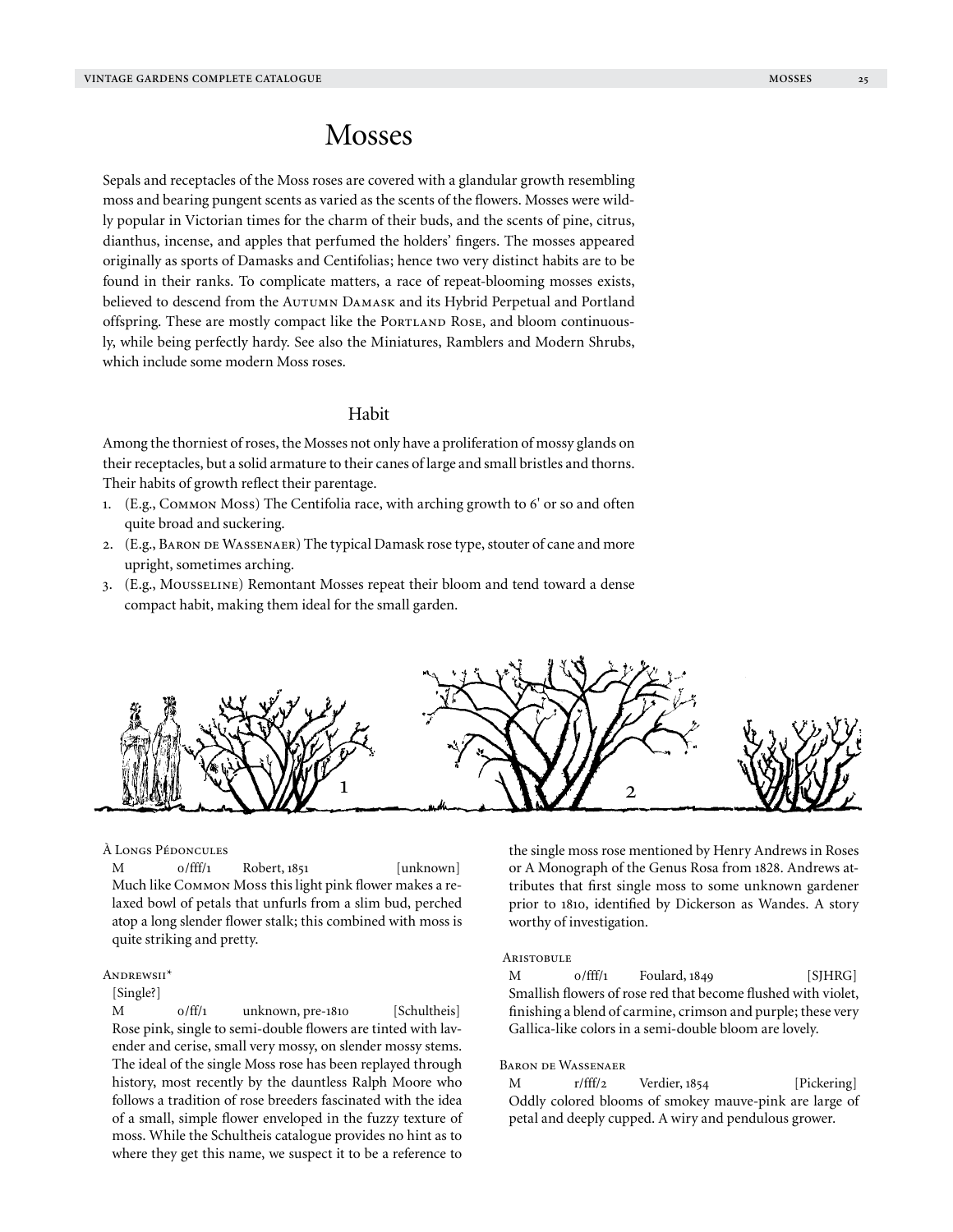# Mosses

Sepals and receptacles of the Moss roses are covered with a glandular growth resembling moss and bearing pungent scents as varied as the scents of the flowers. Mosses were wildly popular in Victorian times for the charm of their buds, and the scents of pine, citrus, dianthus, incense, and apples that perfumed the holders' fingers. The mosses appeared originally as sports of Damasks and Centifolias; hence two very distinct habits are to be found in their ranks. To complicate matters, a race of repeat-blooming mosses exists, believed to descend from the Autumn Damask and its Hybrid Perpetual and Portland offspring. These are mostly compact like the Portland Rose, and bloom continuously, while being perfectly hardy. See also the Miniatures, Ramblers and Modern Shrubs, which include some modern Moss roses.

## Habit

Among the thorniest of roses, the Mosses not only have a proliferation of mossy glands on their receptacles, but a solid armature to their canes of large and small bristles and thorns. Their habits of growth reflect their parentage.

1. (E.g., Common Moss) The Centifolia race, with arching growth to 6' or so and often quite broad and suckering.
2. (E.g., Baron de Wassenaer) The typical Damask rose type, stouter of cane and more upright, sometimes arching.
3. (E.g., Mousseline) Remontant Mosses repeat their bloom and tend toward a dense compact habit, making them ideal for the small garden.

À Longs Pédoncules

M o/fff/1 Robert, 1851 [unknown]

Much like Common Moss this light pink flower makes a relaxed bowl of petals that unfurls from a slim bud, perched atop a long slender flower stalk; this combined with moss is quite striking and pretty.

Andrewsii*

[Single?]

M o/ff/1 unknown, pre-1810 [Schultheis]

Rose pink, single to semi-double flowers are tinted with lavender and cerise, small very mossy, on slender mossy stems. The ideal of the single Moss rose has been replayed through history, most recently by the dauntless Ralph Moore who follows a tradition of rose breeders fascinated with the idea of a small, simple flower enveloped in the fuzzy texture of moss. While the Schultheis catalogue provides no hint as to where they get this name, we suspect it to be a reference to the single moss rose mentioned by Henry Andrews in Roses or A Monograph of the Genus Rosa from 1828. Andrews attributes that first single moss to some unknown gardener prior to 1810, identified by Dickerson as Wandes. A story worthy of investigation.

Aristobule

M o/fff/1 Foulard, 1849 [SJHRG]

Smallish flowers of rose red that become flushed with violet, finishing a blend of carmine, crimson and purple; these very Gallica-like colors in a semi-double bloom are lovely.

Baron de Wassenaer

M r/fff/2 Verdier, 1854 [Pickering]

Oddly colored blooms of smokey mauve-pink are large of petal and deeply cupped. A wiry and pendulous grower.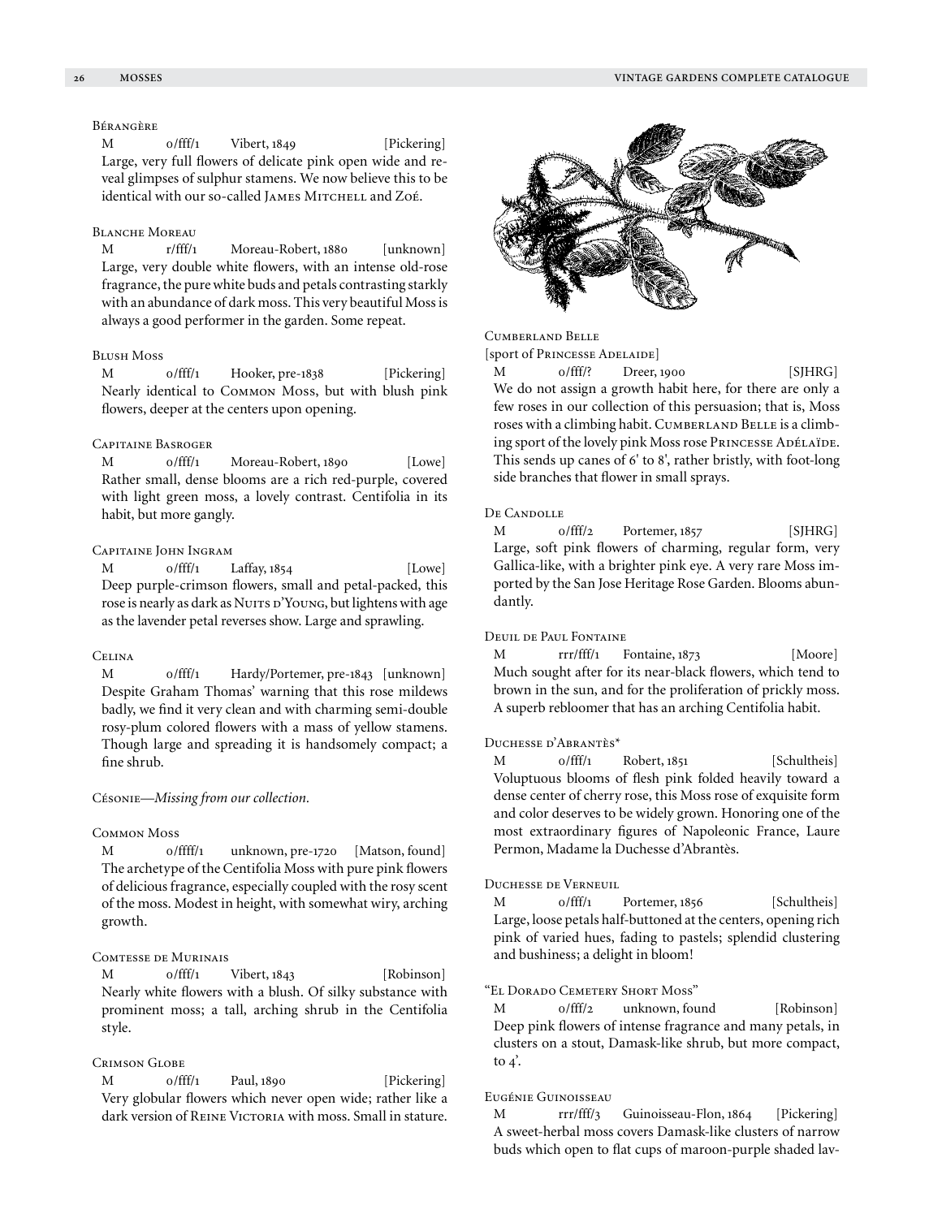### Bérangère

M o/fff/1 Vibert, 1849 [Pickering]

Large, very full flowers of delicate pink open wide and reveal glimpses of sulphur stamens. We now believe this to be identical with our so-called James Mitchell and Zoé.

### Blanche Moreau

M r/fff/1 Moreau-Robert, 1880 [unknown]

Large, very double white flowers, with an intense old-rose fragrance, the pure white buds and petals contrasting starkly with an abundance of dark moss. This very beautiful Moss is always a good performer in the garden. Some repeat.

### Blush Moss

M o/fff/1 Hooker, pre-1838 [Pickering]

Nearly identical to Common Moss, but with blush pink flowers, deeper at the centers upon opening.

### Capitaine Basroger

M o/fff/1 Moreau-Robert, 1890 [Lowe]

Rather small, dense blooms are a rich red-purple, covered with light green moss, a lovely contrast. Centifolia in its habit, but more gangly.

### Capitaine John Ingram

M o/fff/1 Laffay, 1854 [Lowe]

Deep purple-crimson flowers, small and petal-packed, this rose is nearly as dark as Nuits d'Young, but lightens with age as the lavender petal reverses show. Large and sprawling.

### Celina

M o/fff/1 Hardy/Portemer, pre-1843 [unknown]

Despite Graham Thomas' warning that this rose mildews badly, we find it very clean and with charming semi-double rosy-plum colored flowers with a mass of yellow stamens. Though large and spreading it is handsomely compact; a fine shrub.

### Césonie—*Missing from our collection.*

### Common Moss

M o/ffff/1 unknown, pre-1720 [Matson, found]

The archetype of the Centifolia Moss with pure pink flowers of delicious fragrance, especially coupled with the rosy scent of the moss. Modest in height, with somewhat wiry, arching growth.

### Comtesse de Murinais

M o/fff/1 Vibert, 1843 [Robinson]

Nearly white flowers with a blush. Of silky substance with prominent moss; a tall, arching shrub in the Centifolia style.

### Crimson Globe

M o/fff/1 Paul, 1890 [Pickering]

Very globular flowers which never open wide; rather like a dark version of Reine Victoria with moss. Small in stature.

### Cumberland Belle

[sport of Princesse Adelaide]

M o/fff/? Dreer, 1900 [SJHRG]

We do not assign a growth habit here, for there are only a few roses in our collection of this persuasion; that is, Moss roses with a climbing habit. Cumberland Belle is a climbing sport of the lovely pink Moss rose Princesse Adélaïde. This sends up canes of 6' to 8', rather bristly, with foot-long side branches that flower in small sprays.

### De Candolle

M o/fff/2 Portemer, 1857 [SJHRG]

Large, soft pink flowers of charming, regular form, very Gallica-like, with a brighter pink eye. A very rare Moss imported by the San Jose Heritage Rose Garden. Blooms abundantly.

### Deuil de Paul Fontaine

M rrr/fff/1 Fontaine, 1873 [Moore]

Much sought after for its near-black flowers, which tend to brown in the sun, and for the proliferation of prickly moss. A superb rebloomer that has an arching Centifolia habit.

### Duchesse d'Abrantès*

M o/fff/1 Robert, 1851 [Schultheis]

Voluptuous blooms of flesh pink folded heavily toward a dense center of cherry rose, this Moss rose of exquisite form and color deserves to be widely grown. Honoring one of the most extraordinary figures of Napoleonic France, Laure Permon, Madame la Duchesse d'Abrantès.

### Duchesse de Verneuil

M o/fff/1 Portemer, 1856 [Schultheis]

Large, loose petals half-buttoned at the centers, opening rich pink of varied hues, fading to pastels; splendid clustering and bushiness; a delight in bloom!

### "El Dorado Cemetery Short Moss"

M o/fff/2 unknown, found [Robinson]

Deep pink flowers of intense fragrance and many petals, in clusters on a stout, Damask-like shrub, but more compact, to 4'.

### Eugénie Guinoisseau

M rrr/fff/3 Guinoisseau-Flon, 1864 [Pickering]

A sweet-herbal moss covers Damask-like clusters of narrow buds which open to flat cups of maroon-purple shaded lav-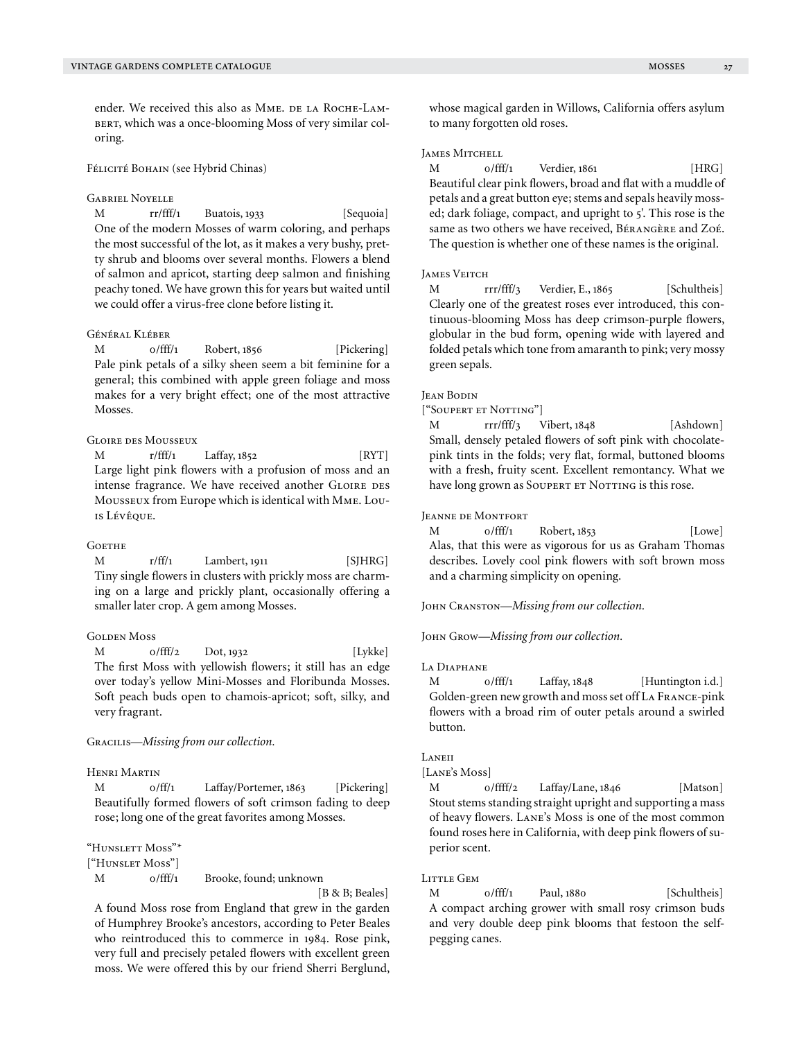ender. We received this also as Mme. de la Roche-Lambert, which was a once-blooming Moss of very similar coloring.

Félicité Bohain (see Hybrid Chinas)

### Gabriel Noyelle

M rr/fff/1 Buatois, 1933 [Sequoia]

One of the modern Mosses of warm coloring, and perhaps the most successful of the lot, as it makes a very bushy, pretty shrub and blooms over several months. Flowers a blend of salmon and apricot, starting deep salmon and finishing peachy toned. We have grown this for years but waited until we could offer a virus-free clone before listing it.

### Général Kléber

M o/fff/1 Robert, 1856 [Pickering]

Pale pink petals of a silky sheen seem a bit feminine for a general; this combined with apple green foliage and moss makes for a very bright effect; one of the most attractive Mosses.

### Gloire des Mousseux

M r/fff/1 Laffay, 1852 [RYT]

Large light pink flowers with a profusion of moss and an intense fragrance. We have received another Gloire des Mousseux from Europe which is identical with Mme. Louis Lévêque.

### Goethe

M r/ff/1 Lambert, 1911 [SJHRG]

Tiny single flowers in clusters with prickly moss are charming on a large and prickly plant, occasionally offering a smaller later crop. A gem among Mosses.

### Golden Moss

M o/fff/2 Dot, 1932 [Lykke]

The first Moss with yellowish flowers; it still has an edge over today's yellow Mini-Mosses and Floribunda Mosses. Soft peach buds open to chamois-apricot; soft, silky, and very fragrant.

Gracilis—*Missing from our collection.*

### Henri Martin

M o/ff/1 Laffay/Portemer, 1863 [Pickering]

Beautifully formed flowers of soft crimson fading to deep rose; long one of the great favorites among Mosses.

### "Hunslett Moss"*

["Hunslet Moss"]

M o/fff/1 Brooke, found; unknown [B & B; Beales]

A found Moss rose from England that grew in the garden of Humphrey Brooke's ancestors, according to Peter Beales who reintroduced this to commerce in 1984. Rose pink, very full and precisely petaled flowers with excellent green moss. We were offered this by our friend Sherri Berglund, whose magical garden in Willows, California offers asylum to many forgotten old roses.

### James Mitchell

M o/fff/1 Verdier, 1861 [HRG]

Beautiful clear pink flowers, broad and flat with a muddle of petals and a great button eye; stems and sepals heavily mossed; dark foliage, compact, and upright to 5'. This rose is the same as two others we have received, Bérangère and Zoé. The question is whether one of these names is the original.

### James Veitch

M rrr/fff/3 Verdier, E., 1865 [Schultheis]

Clearly one of the greatest roses ever introduced, this continuous-blooming Moss has deep crimson-purple flowers, globular in the bud form, opening wide with layered and folded petals which tone from amaranth to pink; very mossy green sepals.

### Jean Bodin

["Soupert et Notting"]

M rrr/fff/3 Vibert, 1848 [Ashdown]

Small, densely petaled flowers of soft pink with chocolate-pink tints in the folds; very flat, formal, buttoned blooms with a fresh, fruity scent. Excellent remontancy. What we have long grown as Soupert et Notting is this rose.

### Jeanne de Montfort

M o/fff/1 Robert, 1853 [Lowe]

Alas, that this were as vigorous for us as Graham Thomas describes. Lovely cool pink flowers with soft brown moss and a charming simplicity on opening.

John Cranston—*Missing from our collection.*

John Grow—*Missing from our collection.*

### La Diaphane

M o/fff/1 Laffay, 1848 [Huntington i.d.]

Golden-green new growth and moss set off La France-pink flowers with a broad rim of outer petals around a swirled button.

### Laneii

[Lane's Moss]

M o/ffff/2 Laffay/Lane, 1846 [Matson]

Stout stems standing straight upright and supporting a mass of heavy flowers. Lane's Moss is one of the most common found roses here in California, with deep pink flowers of superior scent.

### Little Gem

M o/fff/1 Paul, 1880 [Schultheis]

A compact arching grower with small rosy crimson buds and very double deep pink blooms that festoon the self-pegging canes.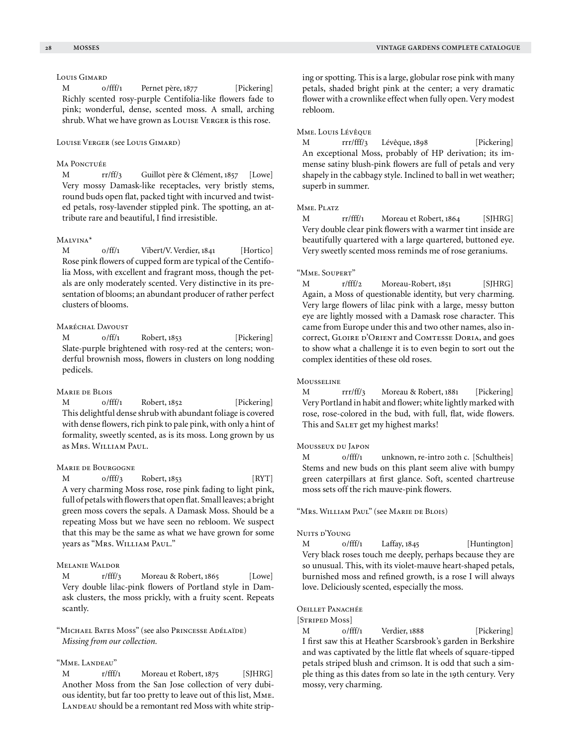### Louis Gimard

M o/fff/1 Pernet père, 1877 [Pickering]
Richly scented rosy-purple Centifolia-like flowers fade to pink; wonderful, dense, scented moss. A small, arching shrub. What we have grown as Louise Verger is this rose.

### Louise Verger (see Louis Gimard)

### Ma Ponctuée

M rr/ff/3 Guillot père & Clément, 1857 [Lowe]
Very mossy Damask-like receptacles, very bristly stems, round buds open flat, packed tight with incurved and twisted petals, rosy-lavender stippled pink. The spotting, an attribute rare and beautiful, I find irresistible.

### Malvina*

M o/ff/1 Vibert/V. Verdier, 1841 [Hortico]
Rose pink flowers of cupped form are typical of the Centifolia Moss, with excellent and fragrant moss, though the petals are only moderately scented. Very distinctive in its presentation of blooms; an abundant producer of rather perfect clusters of blooms.

### Maréchal Davoust

M o/ff/1 Robert, 1853 [Pickering]
Slate-purple brightened with rosy-red at the centers; wonderful brownish moss, flowers in clusters on long nodding pedicels.

### Marie de Blois

M o/fff/1 Robert, 1852 [Pickering]
This delightful dense shrub with abundant foliage is covered with dense flowers, rich pink to pale pink, with only a hint of formality, sweetly scented, as is its moss. Long grown by us as Mrs. William Paul.

### Marie de Bourgogne

M o/fff/3 Robert, 1853 [RYT]
A very charming Moss rose, rose pink fading to light pink, full of petals with flowers that open flat. Small leaves; a bright green moss covers the sepals. A Damask Moss. Should be a repeating Moss but we have seen no rebloom. We suspect that this may be the same as what we have grown for some years as "Mrs. William Paul."

### Melanie Waldor

M r/fff/3 Moreau & Robert, 1865 [Lowe]
Very double lilac-pink flowers of Portland style in Damask clusters, the moss prickly, with a fruity scent. Repeats scantly.

### "Michael Bates Moss" (see also Princesse Adélaïde)

*Missing from our collection.*

### "Mme. Landeau"

M r/fff/1 Moreau et Robert, 1875 [SJHRG]
Another Moss from the San Jose collection of very dubious identity, but far too pretty to leave out of this list, Mme. Landeau should be a remontant red Moss with white striping or spotting. This is a large, globular rose pink with many petals, shaded bright pink at the center; a very dramatic flower with a crownlike effect when fully open. Very modest rebloom.

### Mme. Louis Lévêque

M rrr/fff/3 Lévêque, 1898 [Pickering]
An exceptional Moss, probably of HP derivation; its immense satiny blush-pink flowers are full of petals and very shapely in the cabbagy style. Inclined to ball in wet weather; superb in summer.

### Mme. Platz

M rr/fff/1 Moreau et Robert, 1864 [SJHRG]
Very double clear pink flowers with a warmer tint inside are beautifully quartered with a large quartered, buttoned eye. Very sweetly scented moss reminds me of rose geraniums.

### "Mme. Soupert"

M r/fff/2 Moreau-Robert, 1851 [SJHRG]
Again, a Moss of questionable identity, but very charming. Very large flowers of lilac pink with a large, messy button eye are lightly mossed with a Damask rose character. This came from Europe under this and two other names, also incorrect, Gloire d'Orient and Comtesse Doria, and goes to show what a challenge it is to even begin to sort out the complex identities of these old roses.

### Mousseline

M rrr/ff/3 Moreau & Robert, 1881 [Pickering]
Very Portland in habit and flower; white lightly marked with rose, rose-colored in the bud, with full, flat, wide flowers. This and Salet get my highest marks!

### Mousseux du Japon

M o/fff/1 unknown, re-intro 20th c. [Schultheis]
Stems and new buds on this plant seem alive with bumpy green caterpillars at first glance. Soft, scented chartreuse moss sets off the rich mauve-pink flowers.

### "Mrs. William Paul" (see Marie de Blois)

### Nuits d'Young

M o/fff/1 Laffay, 1845 [Huntington]
Very black roses touch me deeply, perhaps because they are so unusual. This, with its violet-mauve heart-shaped petals, burnished moss and refined growth, is a rose I will always love. Deliciously scented, especially the moss.

### Oeillet Panachée
[Striped Moss]

M o/fff/1 Verdier, 1888 [Pickering]
I first saw this at Heather Scarsbrook's garden in Berkshire and was captivated by the little flat wheels of square-tipped petals striped blush and crimson. It is odd that such a simple thing as this dates from so late in the 19th century. Very mossy, very charming.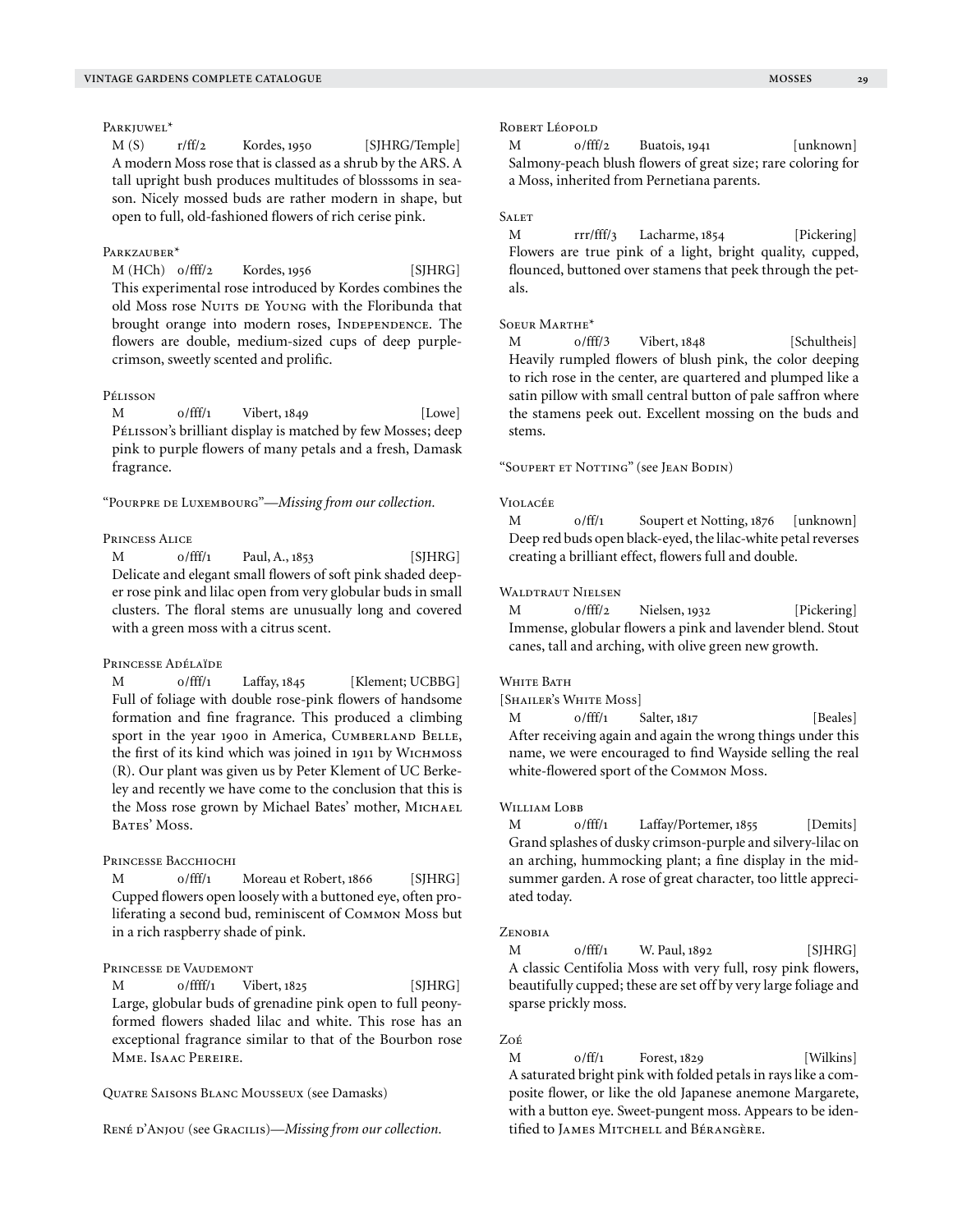Parkjuwel*

M (S)   r/ff/2   Kordes, 1950   [SJHRG/Temple]

A modern Moss rose that is classed as a shrub by the ARS. A tall upright bush produces multitudes of blosssoms in season. Nicely mossed buds are rather modern in shape, but open to full, old-fashioned flowers of rich cerise pink.

Parkzauber*

M (HCh)   o/fff/2   Kordes, 1956   [SJHRG]

This experimental rose introduced by Kordes combines the old Moss rose Nuits de Young with the Floribunda that brought orange into modern roses, Independence. The flowers are double, medium-sized cups of deep purple-crimson, sweetly scented and prolific.

Pélisson

M   o/fff/1   Vibert, 1849   [Lowe]

Pélisson's brilliant display is matched by few Mosses; deep pink to purple flowers of many petals and a fresh, Damask fragrance.

"Pourpre de Luxembourg"—*Missing from our collection.*

Princess Alice

M   o/fff/1   Paul, A., 1853   [SJHRG]

Delicate and elegant small flowers of soft pink shaded deeper rose pink and lilac open from very globular buds in small clusters. The floral stems are unusually long and covered with a green moss with a citrus scent.

Princesse Adélaïde

M   o/fff/1   Laffay, 1845   [Klement; UCBBG]

Full of foliage with double rose-pink flowers of handsome formation and fine fragrance. This produced a climbing sport in the year 1900 in America, Cumberland Belle, the first of its kind which was joined in 1911 by Wichmoss (R). Our plant was given us by Peter Klement of UC Berkeley and recently we have come to the conclusion that this is the Moss rose grown by Michael Bates' mother, Michael Bates' Moss.

Princesse Bacchiochi

M   o/fff/1   Moreau et Robert, 1866   [SJHRG]

Cupped flowers open loosely with a buttoned eye, often proliferating a second bud, reminiscent of Common Moss but in a rich raspberry shade of pink.

Princesse de Vaudemont

M   o/ffff/1   Vibert, 1825   [SJHRG]

Large, globular buds of grenadine pink open to full peony-formed flowers shaded lilac and white. This rose has an exceptional fragrance similar to that of the Bourbon rose Mme. Isaac Pereire.

Quatre Saisons Blanc Mousseux (see Damasks)

René d'Anjou (see Gracilis)—*Missing from our collection.*

Robert Léopold

M   o/fff/2   Buatois, 1941   [unknown]

Salmony-peach blush flowers of great size; rare coloring for a Moss, inherited from Pernetiana parents.

Salet

M   rrr/fff/3   Lacharme, 1854   [Pickering]

Flowers are true pink of a light, bright quality, cupped, flounced, buttoned over stamens that peek through the petals.

Soeur Marthe*

M   o/fff/3   Vibert, 1848   [Schultheis]

Heavily rumpled flowers of blush pink, the color deeping to rich rose in the center, are quartered and plumped like a satin pillow with small central button of pale saffron where the stamens peek out. Excellent mossing on the buds and stems.

"Soupert et Notting" (see Jean Bodin)

Violacée

M   o/ff/1   Soupert et Notting, 1876   [unknown]

Deep red buds open black-eyed, the lilac-white petal reverses creating a brilliant effect, flowers full and double.

Waldtraut Nielsen

M   o/fff/2   Nielsen, 1932   [Pickering]

Immense, globular flowers a pink and lavender blend. Stout canes, tall and arching, with olive green new growth.

White Bath

[Shailer's White Moss]

M   o/fff/1   Salter, 1817   [Beales]

After receiving again and again the wrong things under this name, we were encouraged to find Wayside selling the real white-flowered sport of the Common Moss.

William Lobb

M   o/fff/1   Laffay/Portemer, 1855   [Demits]

Grand splashes of dusky crimson-purple and silvery-lilac on an arching, hummocking plant; a fine display in the midsummer garden. A rose of great character, too little appreciated today.

Zenobia

M   o/fff/1   W. Paul, 1892   [SJHRG]

A classic Centifolia Moss with very full, rosy pink flowers, beautifully cupped; these are set off by very large foliage and sparse prickly moss.

Zoé

M   o/ff/1   Forest, 1829   [Wilkins]

A saturated bright pink with folded petals in rays like a composite flower, or like the old Japanese anemone Margarete, with a button eye. Sweet-pungent moss. Appears to be identified to James Mitchell and Bérangère.